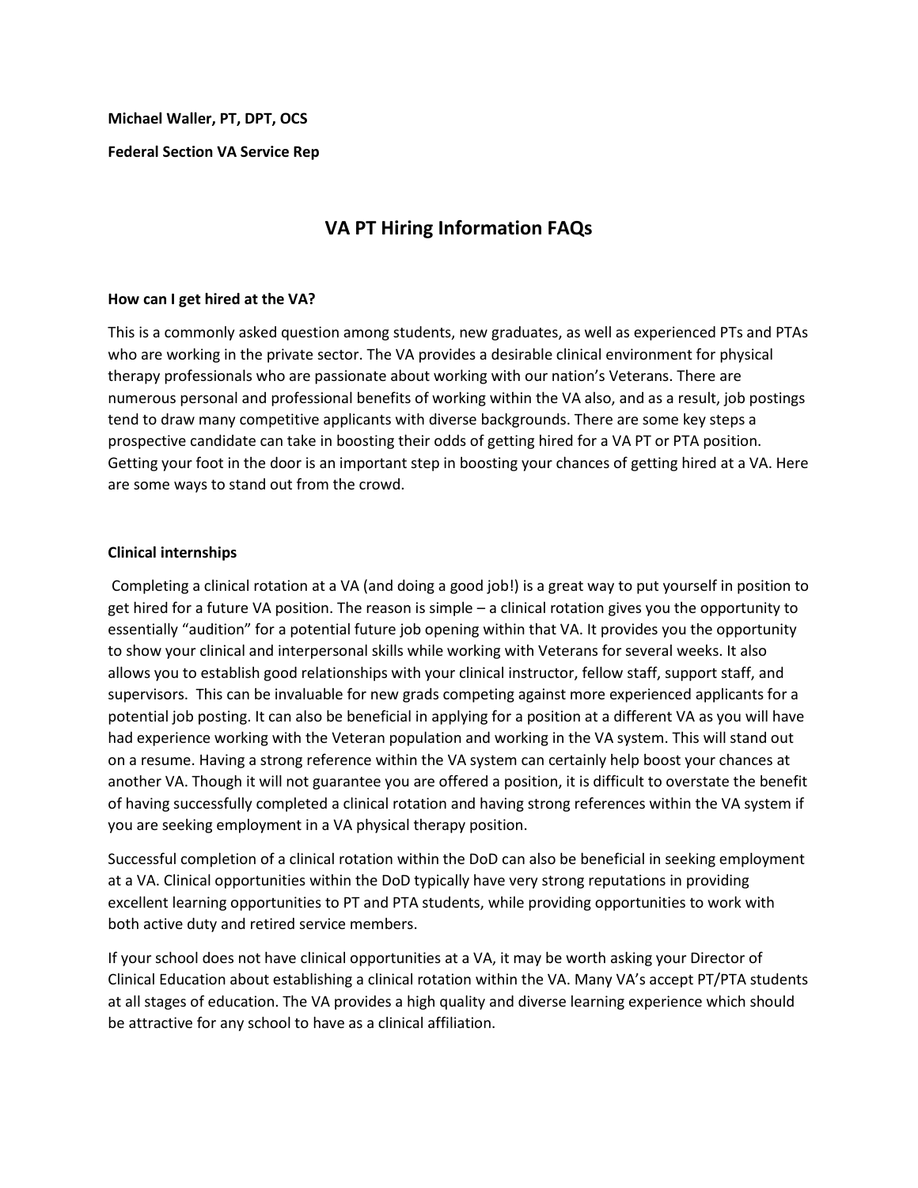**Michael Waller, PT, DPT, OCS**

**Federal Section VA Service Rep**

# VA PT Hiring Information FAQs

**How can I get hired at the VA?**

This is a commonly asked question among students, new graduates, as well as experienced PTs and PTAs who are working in the private sector. The VA provides a desirable clinical environment for physical therapy professionals who are passionate about working with our nation's Veterans. There are numerous personal and professional benefits of working within the VA also, and as a result, job postings tend to draw many competitive applicants with diverse backgrounds. There are some key steps a prospective candidate can take in boosting their odds of getting hired for a VA PT or PTA position. Getting your foot in the door is an important step in boosting your chances of getting hired at a VA. Here are some ways to stand out from the crowd.

**Clinical internships**

Completing a clinical rotation at a VA (and doing a good job!) is a great way to put yourself in position to get hired for a future VA position. The reason is simple – a clinical rotation gives you the opportunity to essentially "audition" for a potential future job opening within that VA. It provides you the opportunity to show your clinical and interpersonal skills while working with Veterans for several weeks. It also allows you to establish good relationships with your clinical instructor, fellow staff, support staff, and supervisors. This can be invaluable for new grads competing against more experienced applicants for a potential job posting. It can also be beneficial in applying for a position at a different VA as you will have had experience working with the Veteran population and working in the VA system. This will stand out on a resume. Having a strong reference within the VA system can certainly help boost your chances at another VA. Though it will not guarantee you are offered a position, it is difficult to overstate the benefit of having successfully completed a clinical rotation and having strong references within the VA system if you are seeking employment in a VA physical therapy position.

Successful completion of a clinical rotation within the DoD can also be beneficial in seeking employment at a VA. Clinical opportunities within the DoD typically have very strong reputations in providing excellent learning opportunities to PT and PTA students, while providing opportunities to work with both active duty and retired service members.

If your school does not have clinical opportunities at a VA, it may be worth asking your Director of Clinical Education about establishing a clinical rotation within the VA. Many VA's accept PT/PTA students at all stages of education. The VA provides a high quality and diverse learning experience which should be attractive for any school to have as a clinical affiliation.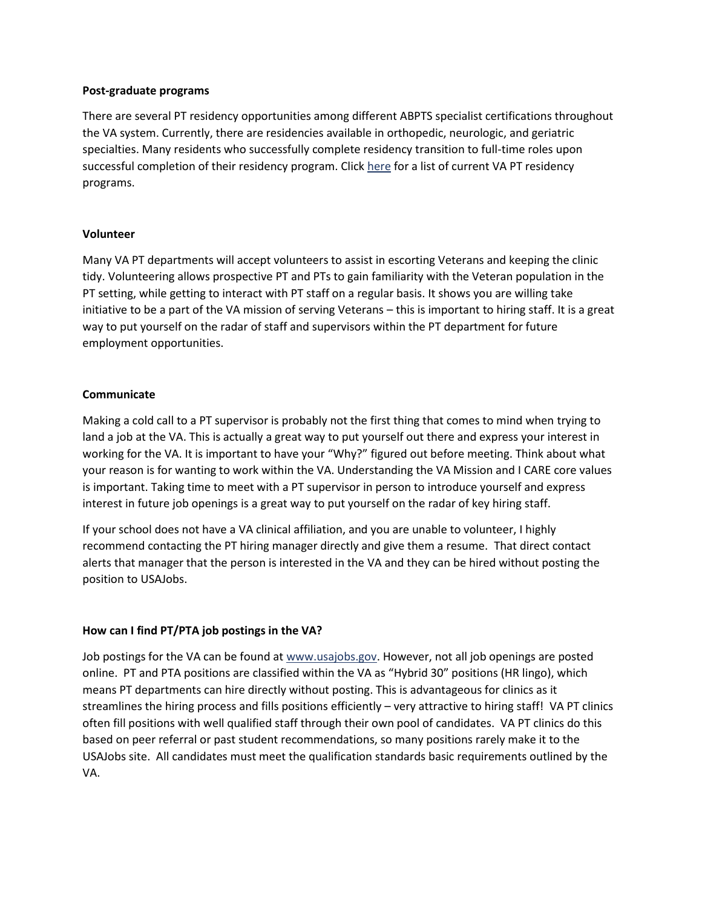**Post-graduate programs**

There are several PT residency opportunities among different ABPTS specialist certifications throughout the VA system. Currently, there are residencies available in orthopedic, neurologic, and geriatric specialties. Many residents who successfully complete residency transition to full-time roles upon successful completion of their residency program. Click [here]() for a list of current VA PT residency programs.

**Volunteer**

Many VA PT departments will accept volunteers to assist in escorting Veterans and keeping the clinic tidy. Volunteering allows prospective PT and PTs to gain familiarity with the Veteran population in the PT setting, while getting to interact with PT staff on a regular basis. It shows you are willing take initiative to be a part of the VA mission of serving Veterans – this is important to hiring staff. It is a great way to put yourself on the radar of staff and supervisors within the PT department for future employment opportunities.

**Communicate**

Making a cold call to a PT supervisor is probably not the first thing that comes to mind when trying to land a job at the VA. This is actually a great way to put yourself out there and express your interest in working for the VA. It is important to have your "Why?" figured out before meeting. Think about what your reason is for wanting to work within the VA. Understanding the VA Mission and I CARE core values is important. Taking time to meet with a PT supervisor in person to introduce yourself and express interest in future job openings is a great way to put yourself on the radar of key hiring staff.

If your school does not have a VA clinical affiliation, and you are unable to volunteer, I highly recommend contacting the PT hiring manager directly and give them a resume. That direct contact alerts that manager that the person is interested in the VA and they can be hired without posting the position to USAJobs.

**How can I find PT/PTA job postings in the VA?**

Job postings for the VA can be found at [www.usajobs.gov](www.usajobs.gov). However, not all job openings are posted online. PT and PTA positions are classified within the VA as "Hybrid 30" positions (HR lingo), which means PT departments can hire directly without posting. This is advantageous for clinics as it streamlines the hiring process and fills positions efficiently – very attractive to hiring staff! VA PT clinics often fill positions with well qualified staff through their own pool of candidates. VA PT clinics do this based on peer referral or past student recommendations, so many positions rarely make it to the USAJobs site. All candidates must meet the qualification standards basic requirements outlined by the VA.